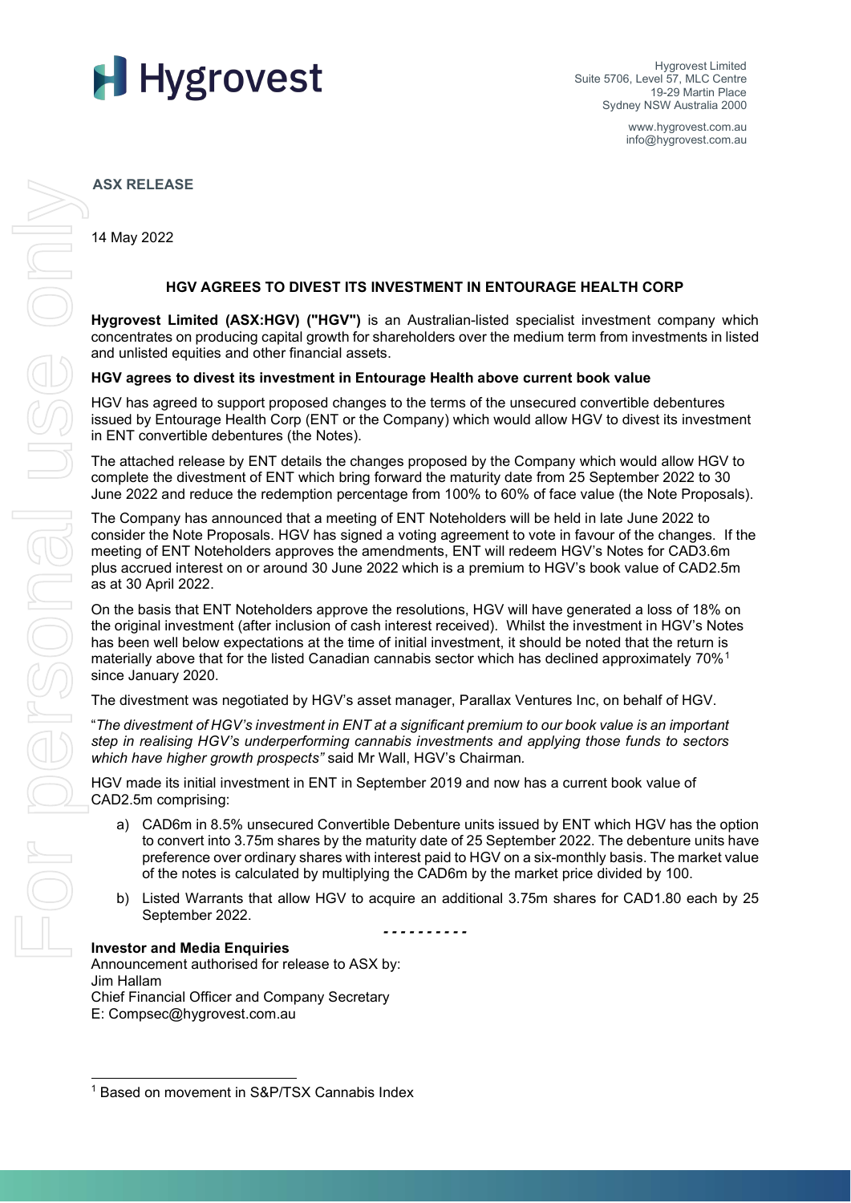Hygrovest Limited
Suite 5706, Level 57, MLC Centre
19-29 Martin Place
Sydney NSW Australia 2000

www.hygrovest.com.au
info@hygrovest.com.au

**ASX RELEASE**

14 May 2022

## HGV AGREES TO DIVEST ITS INVESTMENT IN ENTOURAGE HEALTH CORP

**Hygrovest Limited (ASX:HGV) ("HGV")** is an Australian-listed specialist investment company which concentrates on producing capital growth for shareholders over the medium term from investments in listed and unlisted equities and other financial assets.

### HGV agrees to divest its investment in Entourage Health above current book value

HGV has agreed to support proposed changes to the terms of the unsecured convertible debentures issued by Entourage Health Corp (ENT or the Company) which would allow HGV to divest its investment in ENT convertible debentures (the Notes).

The attached release by ENT details the changes proposed by the Company which would allow HGV to complete the divestment of ENT which bring forward the maturity date from 25 September 2022 to 30 June 2022 and reduce the redemption percentage from 100% to 60% of face value (the Note Proposals).

The Company has announced that a meeting of ENT Noteholders will be held in late June 2022 to consider the Note Proposals. HGV has signed a voting agreement to vote in favour of the changes. If the meeting of ENT Noteholders approves the amendments, ENT will redeem HGV's Notes for CAD3.6m plus accrued interest on or around 30 June 2022 which is a premium to HGV's book value of CAD2.5m as at 30 April 2022.

On the basis that ENT Noteholders approve the resolutions, HGV will have generated a loss of 18% on the original investment (after inclusion of cash interest received). Whilst the investment in HGV's Notes has been well below expectations at the time of initial investment, it should be noted that the return is materially above that for the listed Canadian cannabis sector which has declined approximately 70%[1] since January 2020.

The divestment was negotiated by HGV's asset manager, Parallax Ventures Inc, on behalf of HGV.

"*The divestment of HGV's investment in ENT at a significant premium to our book value is an important step in realising HGV's underperforming cannabis investments and applying those funds to sectors which have higher growth prospects"* said Mr Wall, HGV's Chairman.

HGV made its initial investment in ENT in September 2019 and now has a current book value of CAD2.5m comprising:

a) CAD6m in 8.5% unsecured Convertible Debenture units issued by ENT which HGV has the option to convert into 3.75m shares by the maturity date of 25 September 2022. The debenture units have preference over ordinary shares with interest paid to HGV on a six-monthly basis. The market value of the notes is calculated by multiplying the CAD6m by the market price divided by 100.

b) Listed Warrants that allow HGV to acquire an additional 3.75m shares for CAD1.80 each by 25 September 2022.

- - - - - - - - - -

**Investor and Media Enquiries**
Announcement authorised for release to ASX by:
Jim Hallam
Chief Financial Officer and Company Secretary
E: Compsec@hygrovest.com.au

[1] Based on movement in S&P/TSX Cannabis Index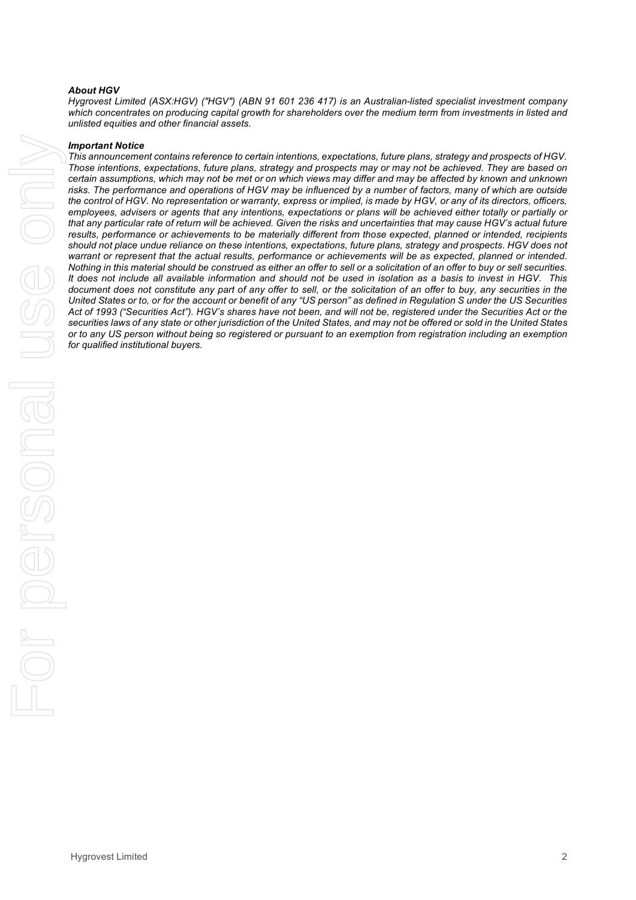***About HGV***

*Hygrovest Limited (ASX:HGV) ("HGV") (ABN 91 601 236 417) is an Australian-listed specialist investment company which concentrates on producing capital growth for shareholders over the medium term from investments in listed and unlisted equities and other financial assets.*

***Important Notice***

*This announcement contains reference to certain intentions, expectations, future plans, strategy and prospects of HGV. Those intentions, expectations, future plans, strategy and prospects may or may not be achieved. They are based on certain assumptions, which may not be met or on which views may differ and may be affected by known and unknown risks. The performance and operations of HGV may be influenced by a number of factors, many of which are outside the control of HGV. No representation or warranty, express or implied, is made by HGV, or any of its directors, officers, employees, advisers or agents that any intentions, expectations or plans will be achieved either totally or partially or that any particular rate of return will be achieved. Given the risks and uncertainties that may cause HGV's actual future results, performance or achievements to be materially different from those expected, planned or intended, recipients should not place undue reliance on these intentions, expectations, future plans, strategy and prospects. HGV does not warrant or represent that the actual results, performance or achievements will be as expected, planned or intended. Nothing in this material should be construed as either an offer to sell or a solicitation of an offer to buy or sell securities. It does not include all available information and should not be used in isolation as a basis to invest in HGV. This document does not constitute any part of any offer to sell, or the solicitation of an offer to buy, any securities in the United States or to, or for the account or benefit of any "US person" as defined in Regulation S under the US Securities Act of 1993 ("Securities Act"). HGV's shares have not been, and will not be, registered under the Securities Act or the securities laws of any state or other jurisdiction of the United States, and may not be offered or sold in the United States or to any US person without being so registered or pursuant to an exemption from registration including an exemption for qualified institutional buyers.*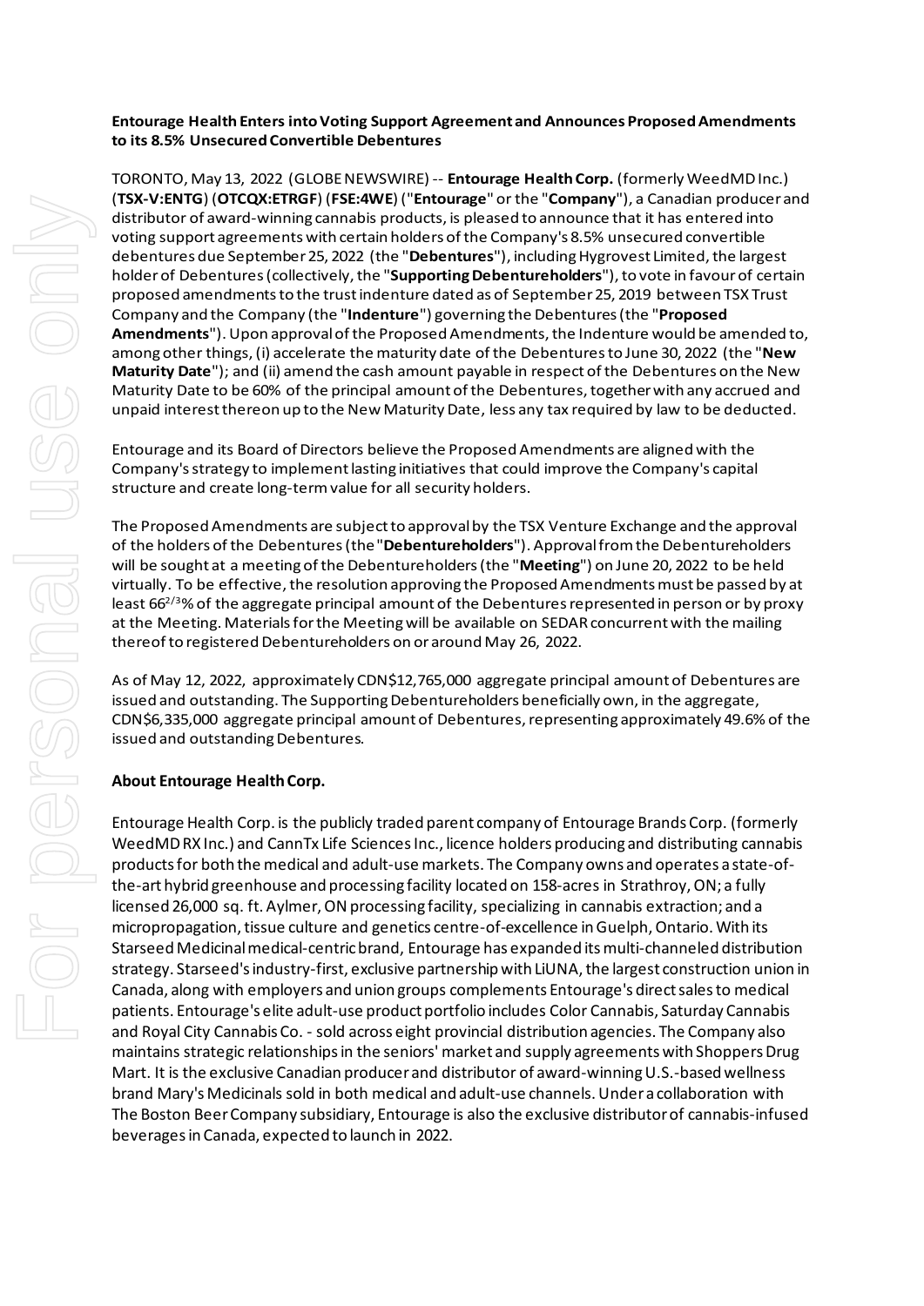**Entourage Health Enters into Voting Support Agreement and Announces Proposed Amendments to its 8.5% Unsecured Convertible Debentures**

TORONTO, May 13, 2022 (GLOBE NEWSWIRE) -- **Entourage Health Corp.** (formerly WeedMD Inc.) (**TSX-V:ENTG**) (**OTCQX:ETRGF**) (**FSE:4WE**) ("**Entourage**" or the "**Company**"), a Canadian producer and distributor of award-winning cannabis products, is pleased to announce that it has entered into voting support agreements with certain holders of the Company's 8.5% unsecured convertible debentures due September 25, 2022 (the "**Debentures**"), including Hygrovest Limited, the largest holder of Debentures (collectively, the "**Supporting Debentureholders**"), to vote in favour of certain proposed amendments to the trust indenture dated as of September 25, 2019 between TSX Trust Company and the Company (the "**Indenture**") governing the Debentures (the "**Proposed Amendments**"). Upon approval of the Proposed Amendments, the Indenture would be amended to, among other things, (i) accelerate the maturity date of the Debentures to June 30, 2022 (the "**New Maturity Date**"); and (ii) amend the cash amount payable in respect of the Debentures on the New Maturity Date to be 60% of the principal amount of the Debentures, together with any accrued and unpaid interest thereon up to the New Maturity Date, less any tax required by law to be deducted.

Entourage and its Board of Directors believe the Proposed Amendments are aligned with the Company's strategy to implement lasting initiatives that could improve the Company's capital structure and create long-term value for all security holders.

The Proposed Amendments are subject to approval by the TSX Venture Exchange and the approval of the holders of the Debentures (the "**Debentureholders**"). Approval from the Debentureholders will be sought at a meeting of the Debentureholders (the "**Meeting**") on June 20, 2022 to be held virtually. To be effective, the resolution approving the Proposed Amendments must be passed by at least $66^{2/3}$% of the aggregate principal amount of the Debentures represented in person or by proxy at the Meeting. Materials for the Meeting will be available on SEDAR concurrent with the mailing thereof to registered Debentureholders on or around May 26, 2022.

As of May 12, 2022, approximately CDN$12,765,000 aggregate principal amount of Debentures are issued and outstanding. The Supporting Debentureholders beneficially own, in the aggregate, CDN$6,335,000 aggregate principal amount of Debentures, representing approximately 49.6% of the issued and outstanding Debentures.

## About Entourage Health Corp.

Entourage Health Corp. is the publicly traded parent company of Entourage Brands Corp. (formerly WeedMD RX Inc.) and CannTx Life Sciences Inc., licence holders producing and distributing cannabis products for both the medical and adult-use markets. The Company owns and operates a state-of-the-art hybrid greenhouse and processing facility located on 158-acres in Strathroy, ON; a fully licensed 26,000 sq. ft. Aylmer, ON processing facility, specializing in cannabis extraction; and a micropropagation, tissue culture and genetics centre-of-excellence in Guelph, Ontario. With its Starseed Medicinal medical-centric brand, Entourage has expanded its multi-channeled distribution strategy. Starseed's industry-first, exclusive partnership with LiUNA, the largest construction union in Canada, along with employers and union groups complements Entourage's direct sales to medical patients. Entourage's elite adult-use product portfolio includes Color Cannabis, Saturday Cannabis and Royal City Cannabis Co. - sold across eight provincial distribution agencies. The Company also maintains strategic relationships in the seniors' market and supply agreements with Shoppers Drug Mart. It is the exclusive Canadian producer and distributor of award-winning U.S.-based wellness brand Mary's Medicinals sold in both medical and adult-use channels. Under a collaboration with The Boston Beer Company subsidiary, Entourage is also the exclusive distributor of cannabis-infused beverages in Canada, expected to launch in 2022.